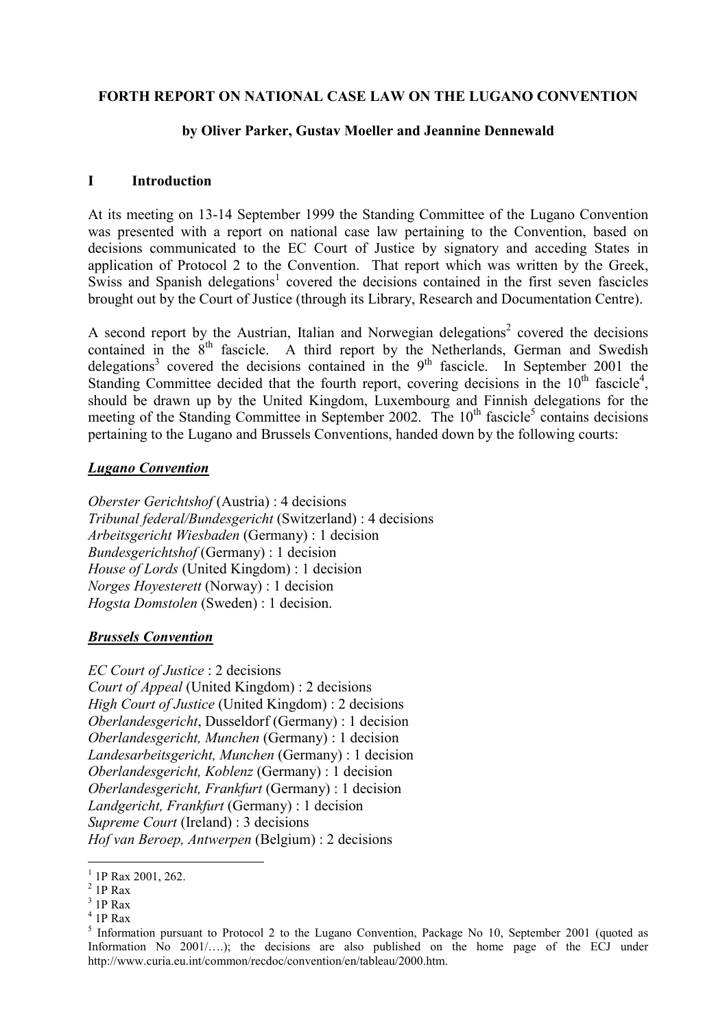**FORTH REPORT ON NATIONAL CASE LAW ON THE LUGANO CONVENTION**

**by Oliver Parker, Gustav Moeller and Jeannine Dennewald**

## I Introduction

At its meeting on 13-14 September 1999 the Standing Committee of the Lugano Convention was presented with a report on national case law pertaining to the Convention, based on decisions communicated to the EC Court of Justice by signatory and acceding States in application of Protocol 2 to the Convention. That report which was written by the Greek, Swiss and Spanish delegations[1] covered the decisions contained in the first seven fascicles brought out by the Court of Justice (through its Library, Research and Documentation Centre).

A second report by the Austrian, Italian and Norwegian delegations[2] covered the decisions contained in the 8th fascicle. A third report by the Netherlands, German and Swedish delegations[3] covered the decisions contained in the 9th fascicle. In September 2001 the Standing Committee decided that the fourth report, covering decisions in the 10th fascicle[4], should be drawn up by the United Kingdom, Luxembourg and Finnish delegations for the meeting of the Standing Committee in September 2002. The 10th fascicle[5] contains decisions pertaining to the Lugano and Brussels Conventions, handed down by the following courts:

***Lugano Convention***

*Oberster Gerichtshof* (Austria) : 4 decisions
*Tribunal federal/Bundesgericht* (Switzerland) : 4 decisions
*Arbeitsgericht Wiesbaden* (Germany) : 1 decision
*Bundesgerichtshof* (Germany) : 1 decision
*House of Lords* (United Kingdom) : 1 decision
*Norges Hoyesterett* (Norway) : 1 decision
*Hogsta Domstolen* (Sweden) : 1 decision.

***Brussels Convention***

*EC Court of Justice* : 2 decisions
*Court of Appeal* (United Kingdom) : 2 decisions
*High Court of Justice* (United Kingdom) : 2 decisions
*Oberlandesgericht*, Dusseldorf (Germany) : 1 decision
*Oberlandesgericht, Munchen* (Germany) : 1 decision
*Landesarbeitsgericht, Munchen* (Germany) : 1 decision
*Oberlandesgericht, Koblenz* (Germany) : 1 decision
*Oberlandesgericht, Frankfurt* (Germany) : 1 decision
*Landgericht, Frankfurt* (Germany) : 1 decision
*Supreme Court* (Ireland) : 3 decisions
*Hof van Beroep, Antwerpen* (Belgium) : 2 decisions

---

[1] 1P Rax 2001, 262.
[2] 1P Rax
[3] 1P Rax
[4] 1P Rax
[5] Information pursuant to Protocol 2 to the Lugano Convention, Package No 10, September 2001 (quoted as Information No 2001/….); the decisions are also published on the home page of the ECJ under http://www.curia.eu.int/common/recdoc/convention/en/tableau/2000.htm.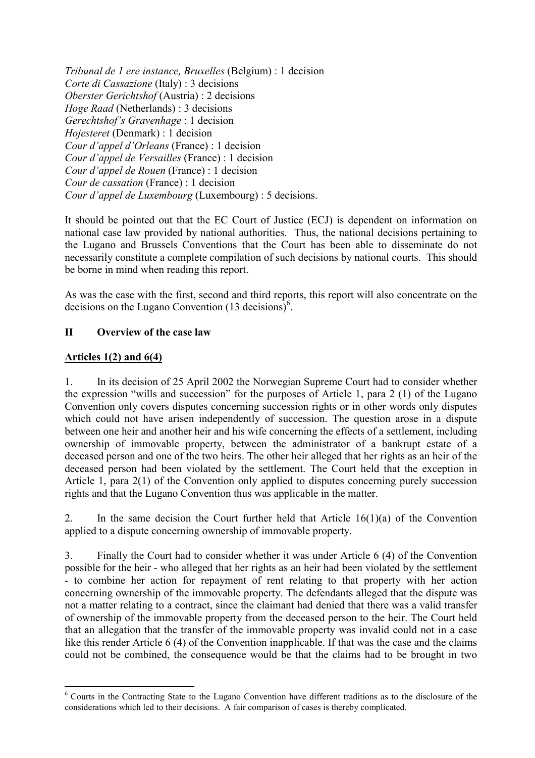*Tribunal de 1 ere instance, Bruxelles* (Belgium) : 1 decision
*Corte di Cassazione* (Italy) : 3 decisions
*Oberster Gerichtshof* (Austria) : 2 decisions
*Hoge Raad* (Netherlands) : 3 decisions
*Gerechtshof's Gravenhage* : 1 decision
*Hojesteret* (Denmark) : 1 decision
*Cour d'appel d'Orleans* (France) : 1 decision
*Cour d'appel de Versailles* (France) : 1 decision
*Cour d'appel de Rouen* (France) : 1 decision
*Cour de cassation* (France) : 1 decision
*Cour d'appel de Luxembourg* (Luxembourg) : 5 decisions.

It should be pointed out that the EC Court of Justice (ECJ) is dependent on information on national case law provided by national authorities. Thus, the national decisions pertaining to the Lugano and Brussels Conventions that the Court has been able to disseminate do not necessarily constitute a complete compilation of such decisions by national courts. This should be borne in mind when reading this report.

As was the case with the first, second and third reports, this report will also concentrate on the decisions on the Lugano Convention (13 decisions)[6].

## II Overview of the case law

### Articles 1(2) and 6(4)

1. In its decision of 25 April 2002 the Norwegian Supreme Court had to consider whether the expression "wills and succession" for the purposes of Article 1, para 2 (1) of the Lugano Convention only covers disputes concerning succession rights or in other words only disputes which could not have arisen independently of succession. The question arose in a dispute between one heir and another heir and his wife concerning the effects of a settlement, including ownership of immovable property, between the administrator of a bankrupt estate of a deceased person and one of the two heirs. The other heir alleged that her rights as an heir of the deceased person had been violated by the settlement. The Court held that the exception in Article 1, para 2(1) of the Convention only applied to disputes concerning purely succession rights and that the Lugano Convention thus was applicable in the matter.

2. In the same decision the Court further held that Article 16(1)(a) of the Convention applied to a dispute concerning ownership of immovable property.

3. Finally the Court had to consider whether it was under Article 6 (4) of the Convention possible for the heir - who alleged that her rights as an heir had been violated by the settlement - to combine her action for repayment of rent relating to that property with her action concerning ownership of the immovable property. The defendants alleged that the dispute was not a matter relating to a contract, since the claimant had denied that there was a valid transfer of ownership of the immovable property from the deceased person to the heir. The Court held that an allegation that the transfer of the immovable property was invalid could not in a case like this render Article 6 (4) of the Convention inapplicable. If that was the case and the claims could not be combined, the consequence would be that the claims had to be brought in two

[6] Courts in the Contracting State to the Lugano Convention have different traditions as to the disclosure of the considerations which led to their decisions. A fair comparison of cases is thereby complicated.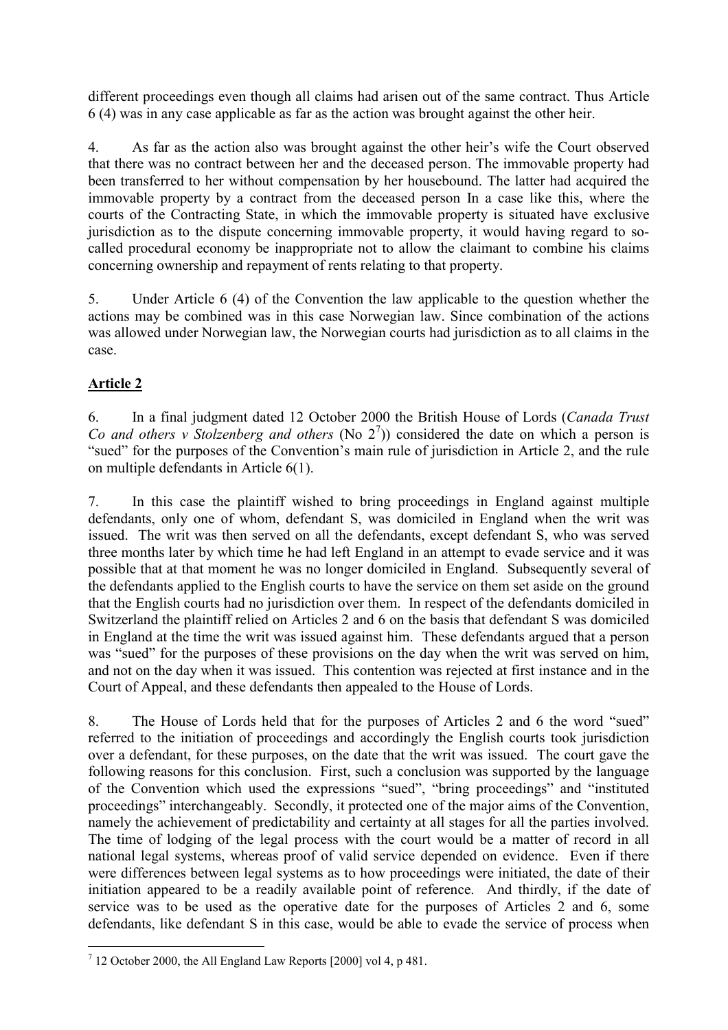different proceedings even though all claims had arisen out of the same contract. Thus Article 6 (4) was in any case applicable as far as the action was brought against the other heir.

4. As far as the action also was brought against the other heir's wife the Court observed that there was no contract between her and the deceased person. The immovable property had been transferred to her without compensation by her housebound. The latter had acquired the immovable property by a contract from the deceased person In a case like this, where the courts of the Contracting State, in which the immovable property is situated have exclusive jurisdiction as to the dispute concerning immovable property, it would having regard to so-called procedural economy be inappropriate not to allow the claimant to combine his claims concerning ownership and repayment of rents relating to that property.

5. Under Article 6 (4) of the Convention the law applicable to the question whether the actions may be combined was in this case Norwegian law. Since combination of the actions was allowed under Norwegian law, the Norwegian courts had jurisdiction as to all claims in the case.

## **Article 2**

6. In a final judgment dated 12 October 2000 the British House of Lords (*Canada Trust Co and others v Stolzenberg and others* (No 2[7])) considered the date on which a person is "sued" for the purposes of the Convention's main rule of jurisdiction in Article 2, and the rule on multiple defendants in Article 6(1).

7. In this case the plaintiff wished to bring proceedings in England against multiple defendants, only one of whom, defendant S, was domiciled in England when the writ was issued. The writ was then served on all the defendants, except defendant S, who was served three months later by which time he had left England in an attempt to evade service and it was possible that at that moment he was no longer domiciled in England. Subsequently several of the defendants applied to the English courts to have the service on them set aside on the ground that the English courts had no jurisdiction over them. In respect of the defendants domiciled in Switzerland the plaintiff relied on Articles 2 and 6 on the basis that defendant S was domiciled in England at the time the writ was issued against him. These defendants argued that a person was "sued" for the purposes of these provisions on the day when the writ was served on him, and not on the day when it was issued. This contention was rejected at first instance and in the Court of Appeal, and these defendants then appealed to the House of Lords.

8. The House of Lords held that for the purposes of Articles 2 and 6 the word "sued" referred to the initiation of proceedings and accordingly the English courts took jurisdiction over a defendant, for these purposes, on the date that the writ was issued. The court gave the following reasons for this conclusion. First, such a conclusion was supported by the language of the Convention which used the expressions "sued", "bring proceedings" and "instituted proceedings" interchangeably. Secondly, it protected one of the major aims of the Convention, namely the achievement of predictability and certainty at all stages for all the parties involved. The time of lodging of the legal process with the court would be a matter of record in all national legal systems, whereas proof of valid service depended on evidence. Even if there were differences between legal systems as to how proceedings were initiated, the date of their initiation appeared to be a readily available point of reference. And thirdly, if the date of service was to be used as the operative date for the purposes of Articles 2 and 6, some defendants, like defendant S in this case, would be able to evade the service of process when

---

[7] 12 October 2000, the All England Law Reports [2000] vol 4, p 481.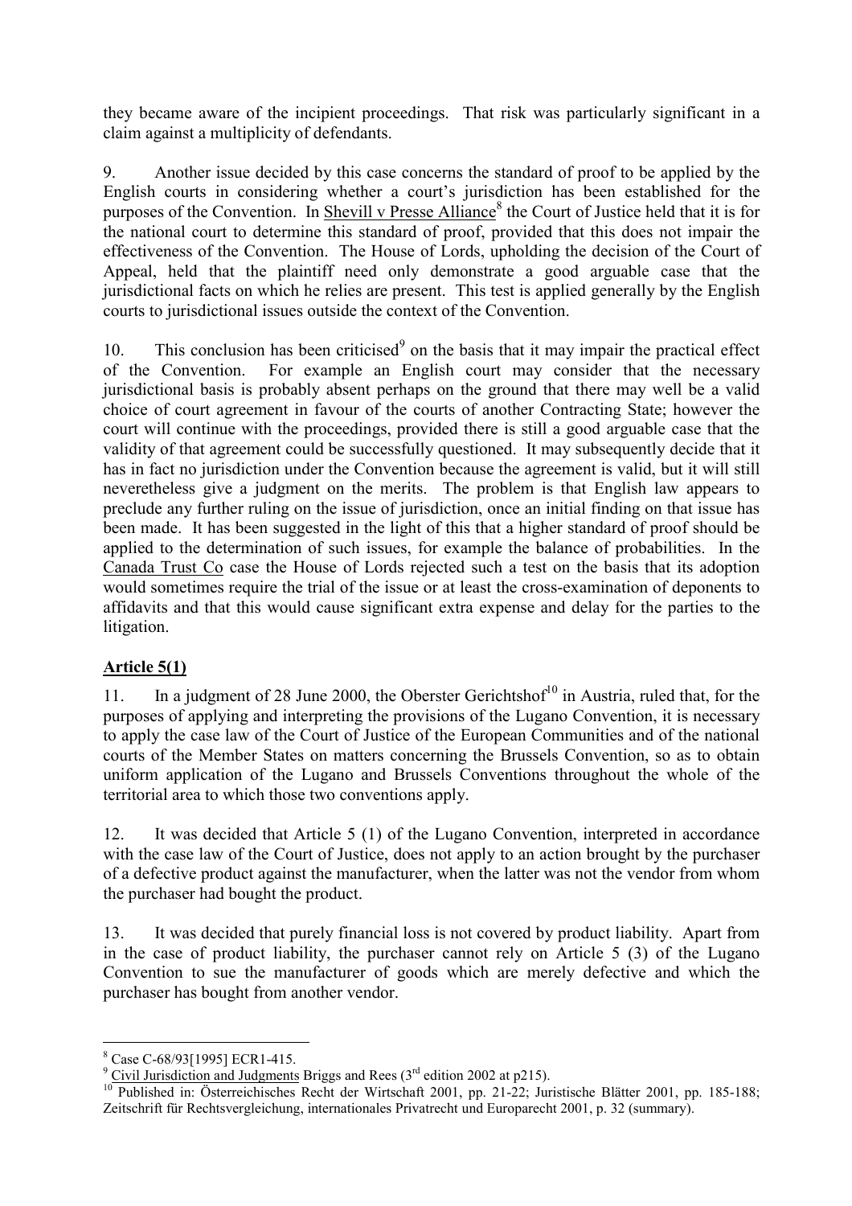they became aware of the incipient proceedings. That risk was particularly significant in a claim against a multiplicity of defendants.

9. Another issue decided by this case concerns the standard of proof to be applied by the English courts in considering whether a court's jurisdiction has been established for the purposes of the Convention. In Shevill v Presse Alliance[8] the Court of Justice held that it is for the national court to determine this standard of proof, provided that this does not impair the effectiveness of the Convention. The House of Lords, upholding the decision of the Court of Appeal, held that the plaintiff need only demonstrate a good arguable case that the jurisdictional facts on which he relies are present. This test is applied generally by the English courts to jurisdictional issues outside the context of the Convention.

10. This conclusion has been criticised[9] on the basis that it may impair the practical effect of the Convention. For example an English court may consider that the necessary jurisdictional basis is probably absent perhaps on the ground that there may well be a valid choice of court agreement in favour of the courts of another Contracting State; however the court will continue with the proceedings, provided there is still a good arguable case that the validity of that agreement could be successfully questioned. It may subsequently decide that it has in fact no jurisdiction under the Convention because the agreement is valid, but it will still neveretheless give a judgment on the merits. The problem is that English law appears to preclude any further ruling on the issue of jurisdiction, once an initial finding on that issue has been made. It has been suggested in the light of this that a higher standard of proof should be applied to the determination of such issues, for example the balance of probabilities. In the Canada Trust Co case the House of Lords rejected such a test on the basis that its adoption would sometimes require the trial of the issue or at least the cross-examination of deponents to affidavits and that this would cause significant extra expense and delay for the parties to the litigation.

## Article 5(1)

11. In a judgment of 28 June 2000, the Oberster Gerichtshof[10] in Austria, ruled that, for the purposes of applying and interpreting the provisions of the Lugano Convention, it is necessary to apply the case law of the Court of Justice of the European Communities and of the national courts of the Member States on matters concerning the Brussels Convention, so as to obtain uniform application of the Lugano and Brussels Conventions throughout the whole of the territorial area to which those two conventions apply.

12. It was decided that Article 5 (1) of the Lugano Convention, interpreted in accordance with the case law of the Court of Justice, does not apply to an action brought by the purchaser of a defective product against the manufacturer, when the latter was not the vendor from whom the purchaser had bought the product.

13. It was decided that purely financial loss is not covered by product liability. Apart from in the case of product liability, the purchaser cannot rely on Article 5 (3) of the Lugano Convention to sue the manufacturer of goods which are merely defective and which the purchaser has bought from another vendor.

---

[8] Case C-68/93[1995] ECR1-415.

[9] Civil Jurisdiction and Judgments Briggs and Rees (3rd edition 2002 at p215).

[10] Published in: Österreichisches Recht der Wirtschaft 2001, pp. 21-22; Juristische Blätter 2001, pp. 185-188; Zeitschrift für Rechtsvergleichung, internationales Privatrecht und Europarecht 2001, p. 32 (summary).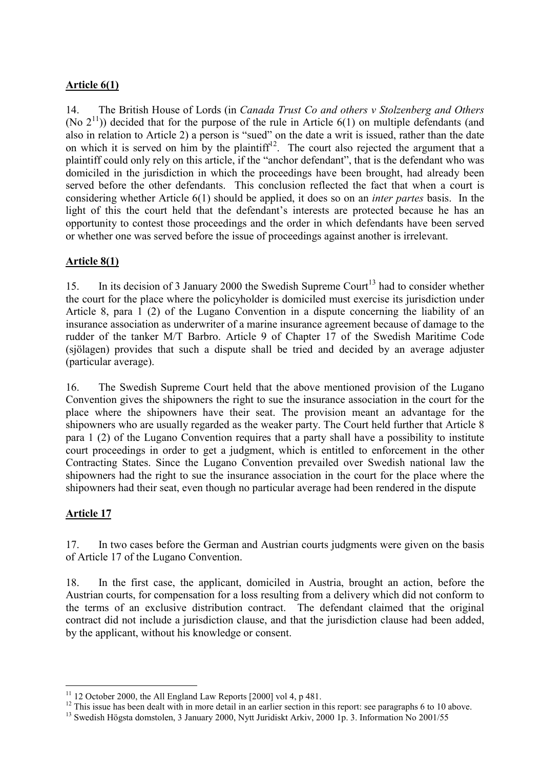## Article 6(1)

14. The British House of Lords (in *Canada Trust Co and others v Stolzenberg and Others* (No 2[11])) decided that for the purpose of the rule in Article 6(1) on multiple defendants (and also in relation to Article 2) a person is "sued" on the date a writ is issued, rather than the date on which it is served on him by the plaintiff[12]. The court also rejected the argument that a plaintiff could only rely on this article, if the "anchor defendant", that is the defendant who was domiciled in the jurisdiction in which the proceedings have been brought, had already been served before the other defendants. This conclusion reflected the fact that when a court is considering whether Article 6(1) should be applied, it does so on an *inter partes* basis. In the light of this the court held that the defendant's interests are protected because he has an opportunity to contest those proceedings and the order in which defendants have been served or whether one was served before the issue of proceedings against another is irrelevant.

## Article 8(1)

15. In its decision of 3 January 2000 the Swedish Supreme Court[13] had to consider whether the court for the place where the policyholder is domiciled must exercise its jurisdiction under Article 8, para 1 (2) of the Lugano Convention in a dispute concerning the liability of an insurance association as underwriter of a marine insurance agreement because of damage to the rudder of the tanker M/T Barbro. Article 9 of Chapter 17 of the Swedish Maritime Code (sjölagen) provides that such a dispute shall be tried and decided by an average adjuster (particular average).

16. The Swedish Supreme Court held that the above mentioned provision of the Lugano Convention gives the shipowners the right to sue the insurance association in the court for the place where the shipowners have their seat. The provision meant an advantage for the shipowners who are usually regarded as the weaker party. The Court held further that Article 8 para 1 (2) of the Lugano Convention requires that a party shall have a possibility to institute court proceedings in order to get a judgment, which is entitled to enforcement in the other Contracting States. Since the Lugano Convention prevailed over Swedish national law the shipowners had the right to sue the insurance association in the court for the place where the shipowners had their seat, even though no particular average had been rendered in the dispute

## Article 17

17. In two cases before the German and Austrian courts judgments were given on the basis of Article 17 of the Lugano Convention.

18. In the first case, the applicant, domiciled in Austria, brought an action, before the Austrian courts, for compensation for a loss resulting from a delivery which did not conform to the terms of an exclusive distribution contract. The defendant claimed that the original contract did not include a jurisdiction clause, and that the jurisdiction clause had been added, by the applicant, without his knowledge or consent.

---

[11] 12 October 2000, the All England Law Reports [2000] vol 4, p 481.

[12] This issue has been dealt with in more detail in an earlier section in this report: see paragraphs 6 to 10 above.

[13] Swedish Högsta domstolen, 3 January 2000, Nytt Juridiskt Arkiv, 2000 1p. 3. Information No 2001/55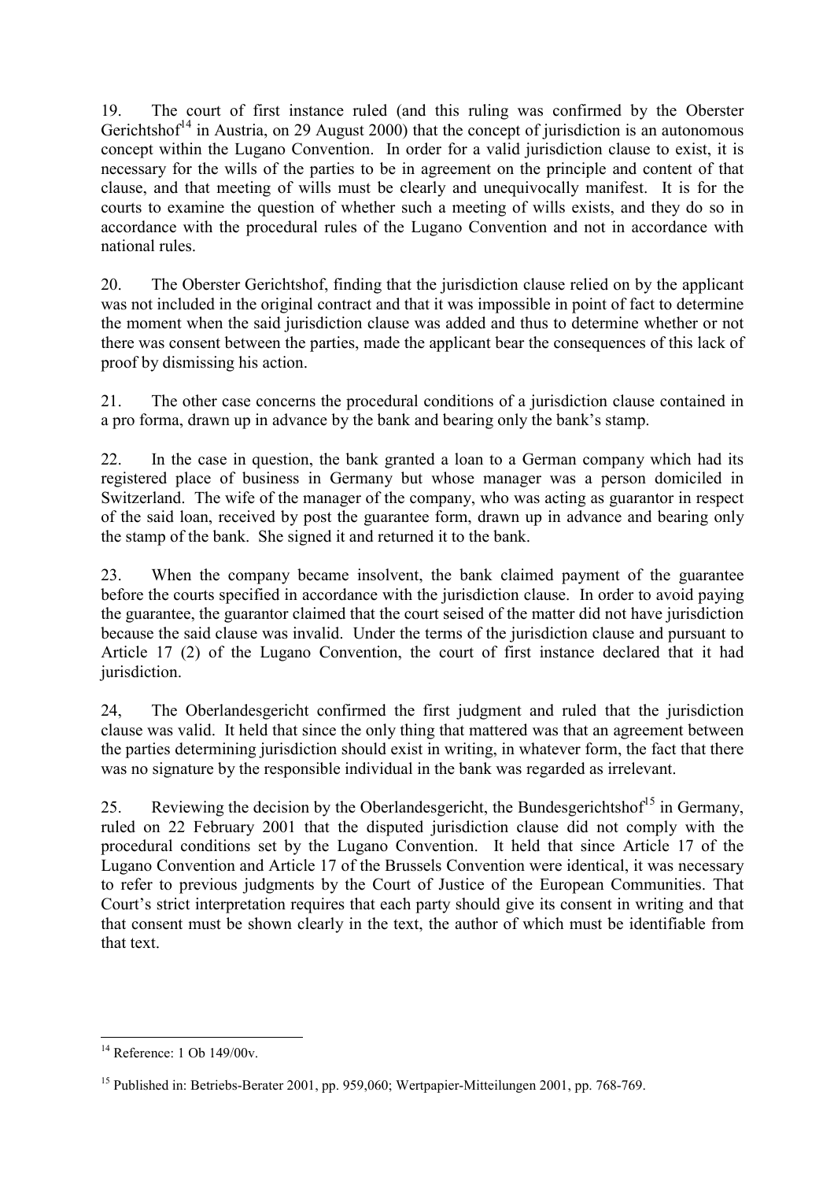19. The court of first instance ruled (and this ruling was confirmed by the Oberster Gerichtshof[14] in Austria, on 29 August 2000) that the concept of jurisdiction is an autonomous concept within the Lugano Convention. In order for a valid jurisdiction clause to exist, it is necessary for the wills of the parties to be in agreement on the principle and content of that clause, and that meeting of wills must be clearly and unequivocally manifest. It is for the courts to examine the question of whether such a meeting of wills exists, and they do so in accordance with the procedural rules of the Lugano Convention and not in accordance with national rules.

20. The Oberster Gerichtshof, finding that the jurisdiction clause relied on by the applicant was not included in the original contract and that it was impossible in point of fact to determine the moment when the said jurisdiction clause was added and thus to determine whether or not there was consent between the parties, made the applicant bear the consequences of this lack of proof by dismissing his action.

21. The other case concerns the procedural conditions of a jurisdiction clause contained in a pro forma, drawn up in advance by the bank and bearing only the bank's stamp.

22. In the case in question, the bank granted a loan to a German company which had its registered place of business in Germany but whose manager was a person domiciled in Switzerland. The wife of the manager of the company, who was acting as guarantor in respect of the said loan, received by post the guarantee form, drawn up in advance and bearing only the stamp of the bank. She signed it and returned it to the bank.

23. When the company became insolvent, the bank claimed payment of the guarantee before the courts specified in accordance with the jurisdiction clause. In order to avoid paying the guarantee, the guarantor claimed that the court seised of the matter did not have jurisdiction because the said clause was invalid. Under the terms of the jurisdiction clause and pursuant to Article 17 (2) of the Lugano Convention, the court of first instance declared that it had jurisdiction.

24, The Oberlandesgericht confirmed the first judgment and ruled that the jurisdiction clause was valid. It held that since the only thing that mattered was that an agreement between the parties determining jurisdiction should exist in writing, in whatever form, the fact that there was no signature by the responsible individual in the bank was regarded as irrelevant.

25. Reviewing the decision by the Oberlandesgericht, the Bundesgerichtshof[15] in Germany, ruled on 22 February 2001 that the disputed jurisdiction clause did not comply with the procedural conditions set by the Lugano Convention. It held that since Article 17 of the Lugano Convention and Article 17 of the Brussels Convention were identical, it was necessary to refer to previous judgments by the Court of Justice of the European Communities. That Court's strict interpretation requires that each party should give its consent in writing and that that consent must be shown clearly in the text, the author of which must be identifiable from that text.

---

[14] Reference: 1 Ob 149/00v.

[15] Published in: Betriebs-Berater 2001, pp. 959,060; Wertpapier-Mitteilungen 2001, pp. 768-769.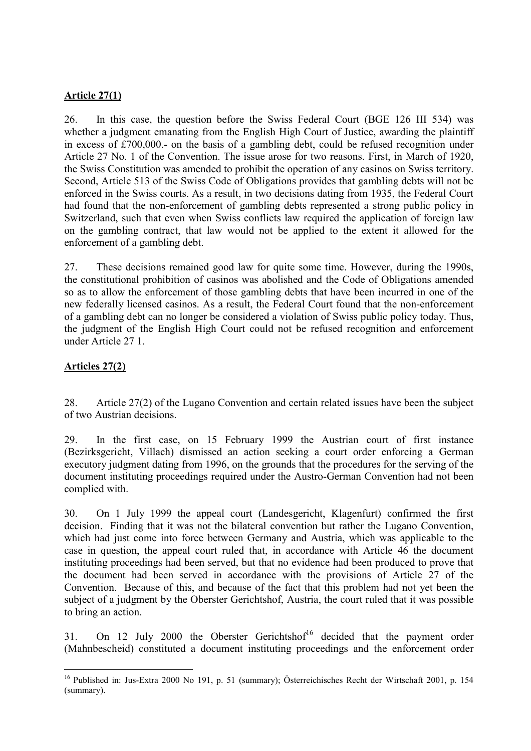**Article 27(1)**

26. In this case, the question before the Swiss Federal Court (BGE 126 III 534) was whether a judgment emanating from the English High Court of Justice, awarding the plaintiff in excess of £700,000.- on the basis of a gambling debt, could be refused recognition under Article 27 No. 1 of the Convention. The issue arose for two reasons. First, in March of 1920, the Swiss Constitution was amended to prohibit the operation of any casinos on Swiss territory. Second, Article 513 of the Swiss Code of Obligations provides that gambling debts will not be enforced in the Swiss courts. As a result, in two decisions dating from 1935, the Federal Court had found that the non-enforcement of gambling debts represented a strong public policy in Switzerland, such that even when Swiss conflicts law required the application of foreign law on the gambling contract, that law would not be applied to the extent it allowed for the enforcement of a gambling debt.

27. These decisions remained good law for quite some time. However, during the 1990s, the constitutional prohibition of casinos was abolished and the Code of Obligations amended so as to allow the enforcement of those gambling debts that have been incurred in one of the new federally licensed casinos. As a result, the Federal Court found that the non-enforcement of a gambling debt can no longer be considered a violation of Swiss public policy today. Thus, the judgment of the English High Court could not be refused recognition and enforcement under Article 27 1.

**Articles 27(2)**

28. Article 27(2) of the Lugano Convention and certain related issues have been the subject of two Austrian decisions.

29. In the first case, on 15 February 1999 the Austrian court of first instance (Bezirksgericht, Villach) dismissed an action seeking a court order enforcing a German executory judgment dating from 1996, on the grounds that the procedures for the serving of the document instituting proceedings required under the Austro-German Convention had not been complied with.

30. On 1 July 1999 the appeal court (Landesgericht, Klagenfurt) confirmed the first decision. Finding that it was not the bilateral convention but rather the Lugano Convention, which had just come into force between Germany and Austria, which was applicable to the case in question, the appeal court ruled that, in accordance with Article 46 the document instituting proceedings had been served, but that no evidence had been produced to prove that the document had been served in accordance with the provisions of Article 27 of the Convention. Because of this, and because of the fact that this problem had not yet been the subject of a judgment by the Oberster Gerichtshof, Austria, the court ruled that it was possible to bring an action.

31. On 12 July 2000 the Oberster Gerichtshof[16] decided that the payment order (Mahnbescheid) constituted a document instituting proceedings and the enforcement order

[16] Published in: Jus-Extra 2000 No 191, p. 51 (summary); Österreichisches Recht der Wirtschaft 2001, p. 154 (summary).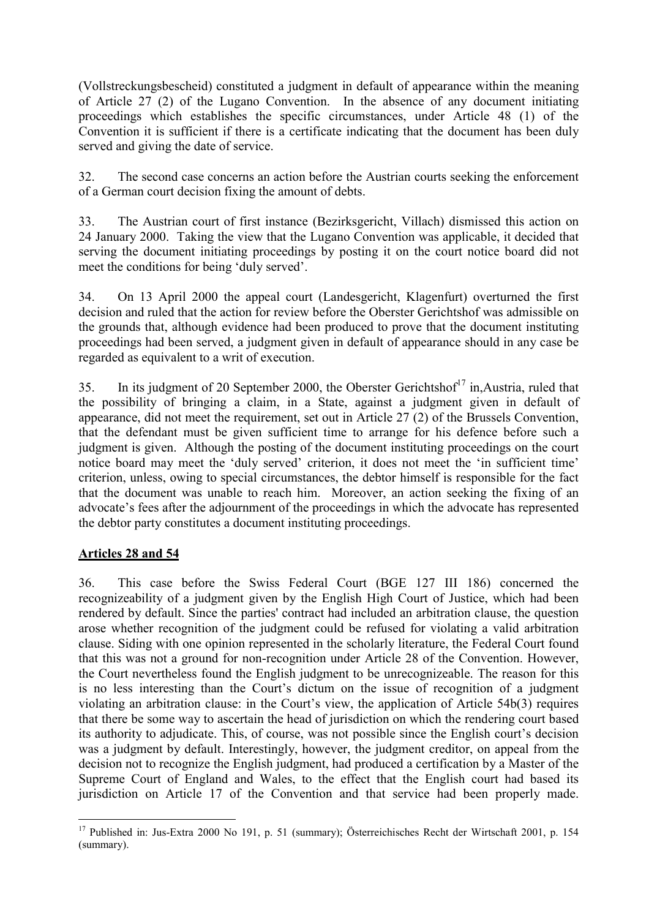(Vollstreckungsbescheid) constituted a judgment in default of appearance within the meaning of Article 27 (2) of the Lugano Convention. In the absence of any document initiating proceedings which establishes the specific circumstances, under Article 48 (1) of the Convention it is sufficient if there is a certificate indicating that the document has been duly served and giving the date of service.

32. The second case concerns an action before the Austrian courts seeking the enforcement of a German court decision fixing the amount of debts.

33. The Austrian court of first instance (Bezirksgericht, Villach) dismissed this action on 24 January 2000. Taking the view that the Lugano Convention was applicable, it decided that serving the document initiating proceedings by posting it on the court notice board did not meet the conditions for being 'duly served'.

34. On 13 April 2000 the appeal court (Landesgericht, Klagenfurt) overturned the first decision and ruled that the action for review before the Oberster Gerichtshof was admissible on the grounds that, although evidence had been produced to prove that the document instituting proceedings had been served, a judgment given in default of appearance should in any case be regarded as equivalent to a writ of execution.

35. In its judgment of 20 September 2000, the Oberster Gerichtshof[17] in,Austria, ruled that the possibility of bringing a claim, in a State, against a judgment given in default of appearance, did not meet the requirement, set out in Article 27 (2) of the Brussels Convention, that the defendant must be given sufficient time to arrange for his defence before such a judgment is given. Although the posting of the document instituting proceedings on the court notice board may meet the 'duly served' criterion, it does not meet the 'in sufficient time' criterion, unless, owing to special circumstances, the debtor himself is responsible for the fact that the document was unable to reach him. Moreover, an action seeking the fixing of an advocate's fees after the adjournment of the proceedings in which the advocate has represented the debtor party constitutes a document instituting proceedings.

## Articles 28 and 54

36. This case before the Swiss Federal Court (BGE 127 III 186) concerned the recognizeability of a judgment given by the English High Court of Justice, which had been rendered by default. Since the parties' contract had included an arbitration clause, the question arose whether recognition of the judgment could be refused for violating a valid arbitration clause. Siding with one opinion represented in the scholarly literature, the Federal Court found that this was not a ground for non-recognition under Article 28 of the Convention. However, the Court nevertheless found the English judgment to be unrecognizeable. The reason for this is no less interesting than the Court's dictum on the issue of recognition of a judgment violating an arbitration clause: in the Court's view, the application of Article 54b(3) requires that there be some way to ascertain the head of jurisdiction on which the rendering court based its authority to adjudicate. This, of course, was not possible since the English court's decision was a judgment by default. Interestingly, however, the judgment creditor, on appeal from the decision not to recognize the English judgment, had produced a certification by a Master of the Supreme Court of England and Wales, to the effect that the English court had based its jurisdiction on Article 17 of the Convention and that service had been properly made.

---

[17] Published in: Jus-Extra 2000 No 191, p. 51 (summary); Österreichisches Recht der Wirtschaft 2001, p. 154 (summary).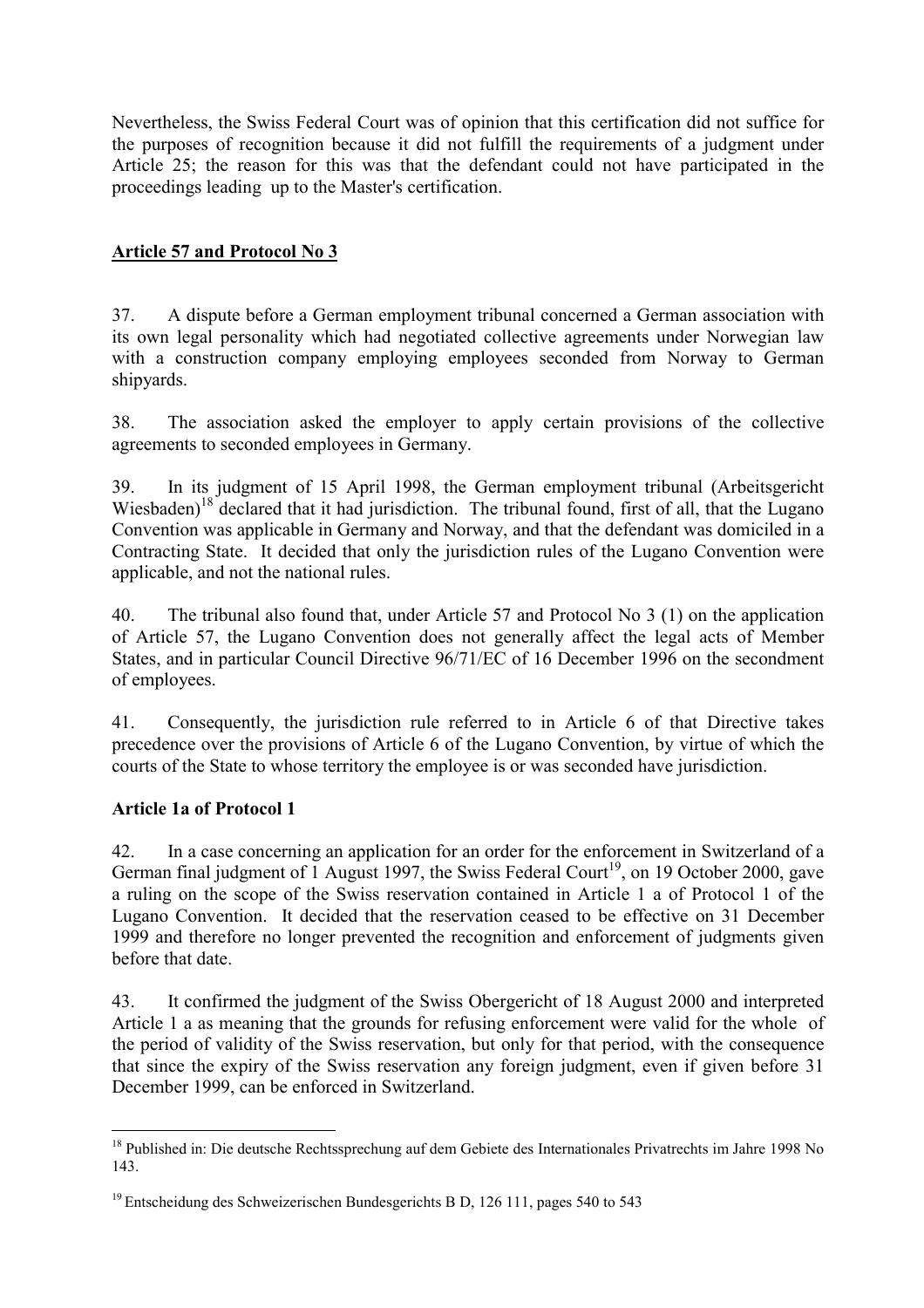Nevertheless, the Swiss Federal Court was of opinion that this certification did not suffice for the purposes of recognition because it did not fulfill the requirements of a judgment under Article 25; the reason for this was that the defendant could not have participated in the proceedings leading up to the Master's certification.

## Article 57 and Protocol No 3

37. A dispute before a German employment tribunal concerned a German association with its own legal personality which had negotiated collective agreements under Norwegian law with a construction company employing employees seconded from Norway to German shipyards.

38. The association asked the employer to apply certain provisions of the collective agreements to seconded employees in Germany.

39. In its judgment of 15 April 1998, the German employment tribunal (Arbeitsgericht Wiesbaden)[18] declared that it had jurisdiction. The tribunal found, first of all, that the Lugano Convention was applicable in Germany and Norway, and that the defendant was domiciled in a Contracting State. It decided that only the jurisdiction rules of the Lugano Convention were applicable, and not the national rules.

40. The tribunal also found that, under Article 57 and Protocol No 3 (1) on the application of Article 57, the Lugano Convention does not generally affect the legal acts of Member States, and in particular Council Directive 96/71/EC of 16 December 1996 on the secondment of employees.

41. Consequently, the jurisdiction rule referred to in Article 6 of that Directive takes precedence over the provisions of Article 6 of the Lugano Convention, by virtue of which the courts of the State to whose territory the employee is or was seconded have jurisdiction.

## Article 1a of Protocol 1

42. In a case concerning an application for an order for the enforcement in Switzerland of a German final judgment of 1 August 1997, the Swiss Federal Court[19], on 19 October 2000, gave a ruling on the scope of the Swiss reservation contained in Article 1 a of Protocol 1 of the Lugano Convention. It decided that the reservation ceased to be effective on 31 December 1999 and therefore no longer prevented the recognition and enforcement of judgments given before that date.

43. It confirmed the judgment of the Swiss Obergericht of 18 August 2000 and interpreted Article 1 a as meaning that the grounds for refusing enforcement were valid for the whole of the period of validity of the Swiss reservation, but only for that period, with the consequence that since the expiry of the Swiss reservation any foreign judgment, even if given before 31 December 1999, can be enforced in Switzerland.

---

[18] Published in: Die deutsche Rechtssprechung auf dem Gebiete des Internationales Privatrechts im Jahre 1998 No 143.

[19] Entscheidung des Schweizerischen Bundesgerichts B D, 126 111, pages 540 to 543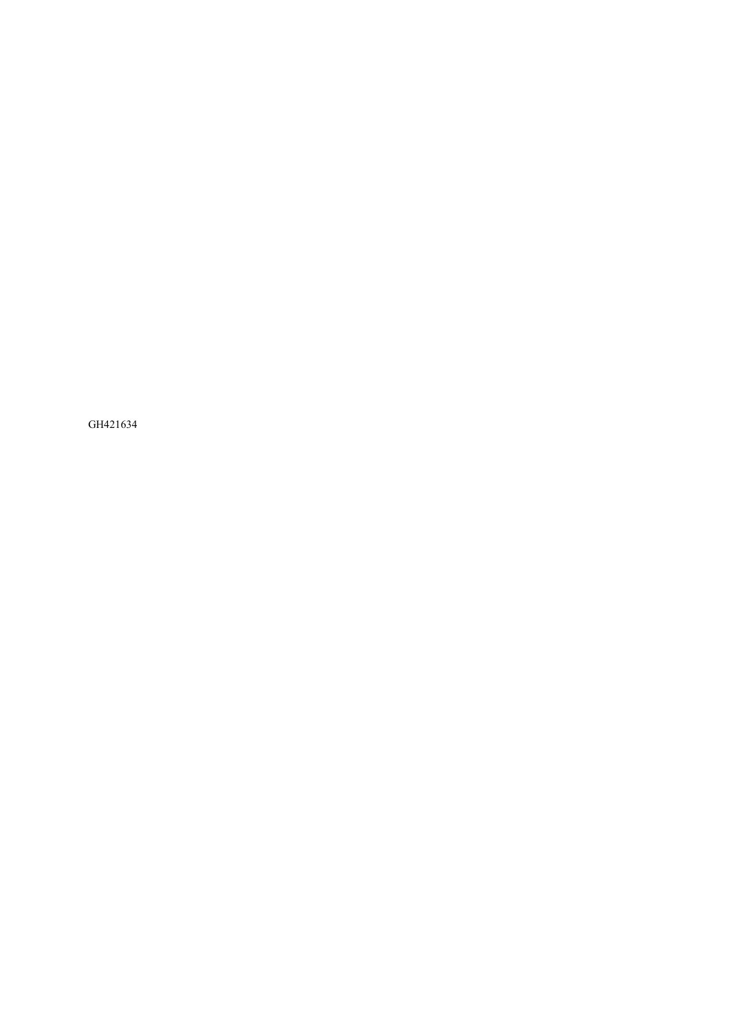GH421634